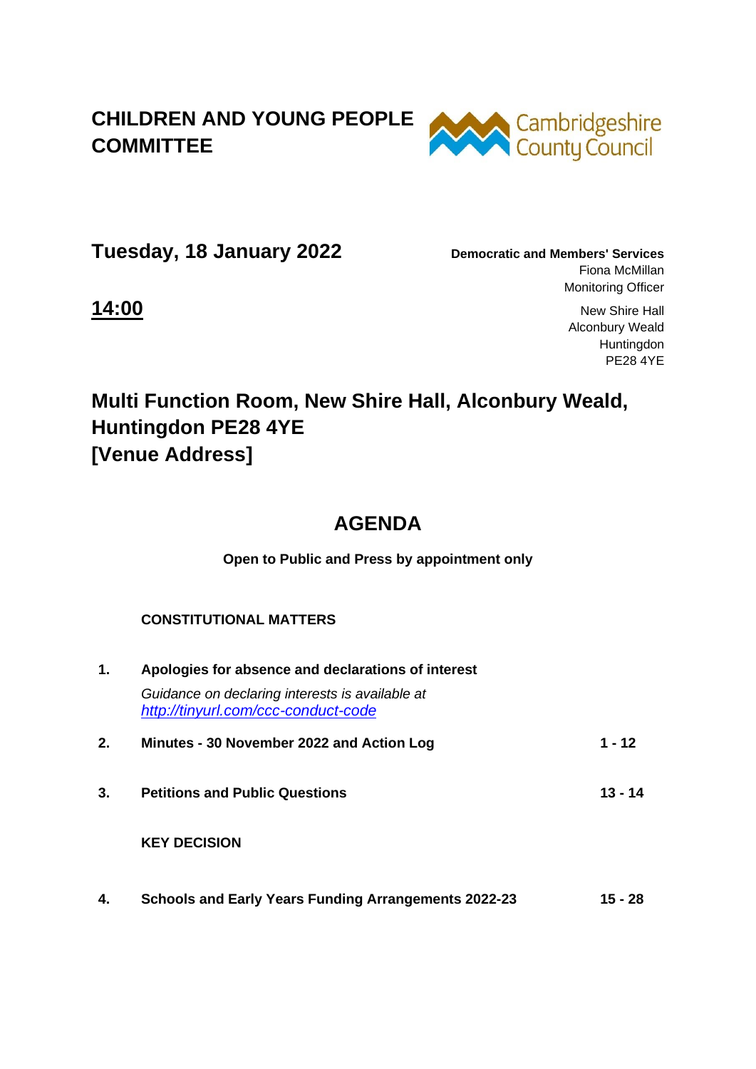# CHILDREN AND YOUNG PEOPLE COMMITTEE

Cambridgeshire County Council

## Tuesday, 18 January 2022

**Democratic and Members' Services**
Fiona McMillan
Monitoring Officer

New Shire Hall
Alconbury Weald
Huntingdon
PE28 4YE

## 14:00

## Multi Function Room, New Shire Hall, Alconbury Weald, Huntingdon PE28 4YE [Venue Address]

## AGENDA

**Open to Public and Press by appointment only**

**CONSTITUTIONAL MATTERS**

| | | |
|---|---|---|
| **1.** | **Apologies for absence and declarations of interest**<br>*Guidance on declaring interests is available at [http://tinyurl.com/ccc-conduct-code](http://tinyurl.com/ccc-conduct-code)* | |
| **2.** | **Minutes - 30 November 2022 and Action Log** | **1 - 12** |
| **3.** | **Petitions and Public Questions** | **13 - 14** |

**KEY DECISION**

| | | |
|---|---|---|
| **4.** | **Schools and Early Years Funding Arrangements 2022-23** | **15 - 28** |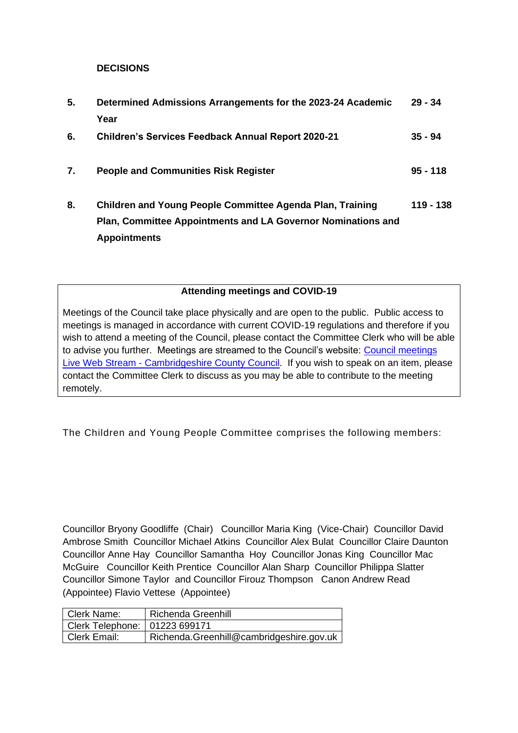**DECISIONS**

| | | |
|---|---|---|
| 5. | **Determined Admissions Arrangements for the 2023-24 Academic Year** | **29 - 34** |
| 6. | **Children's Services Feedback Annual Report 2020-21** | **35 - 94** |
| 7. | **People and Communities Risk Register** | **95 - 118** |
| 8. | **Children and Young People Committee Agenda Plan, Training Plan, Committee Appointments and LA Governor Nominations and Appointments** | **119 - 138** |

**Attending meetings and COVID-19**

Meetings of the Council take place physically and are open to the public. Public access to meetings is managed in accordance with current COVID-19 regulations and therefore if you wish to attend a meeting of the Council, please contact the Committee Clerk who will be able to advise you further. Meetings are streamed to the Council's website: [Council meetings Live Web Stream - Cambridgeshire County Council](). If you wish to speak on an item, please contact the Committee Clerk to discuss as you may be able to contribute to the meeting remotely.

The Children and Young People Committee comprises the following members:

Councillor Bryony Goodliffe (Chair) Councillor Maria King (Vice-Chair) Councillor David Ambrose Smith Councillor Michael Atkins Councillor Alex Bulat Councillor Claire Daunton Councillor Anne Hay Councillor Samantha Hoy Councillor Jonas King Councillor Mac McGuire Councillor Keith Prentice Councillor Alan Sharp Councillor Philippa Slatter Councillor Simone Taylor and Councillor Firouz Thompson Canon Andrew Read (Appointee) Flavio Vettese (Appointee)

| | |
|---|---|
| Clerk Name: | Richenda Greenhill |
| Clerk Telephone: | 01223 699171 |
| Clerk Email: | Richenda.Greenhill@cambridgeshire.gov.uk |